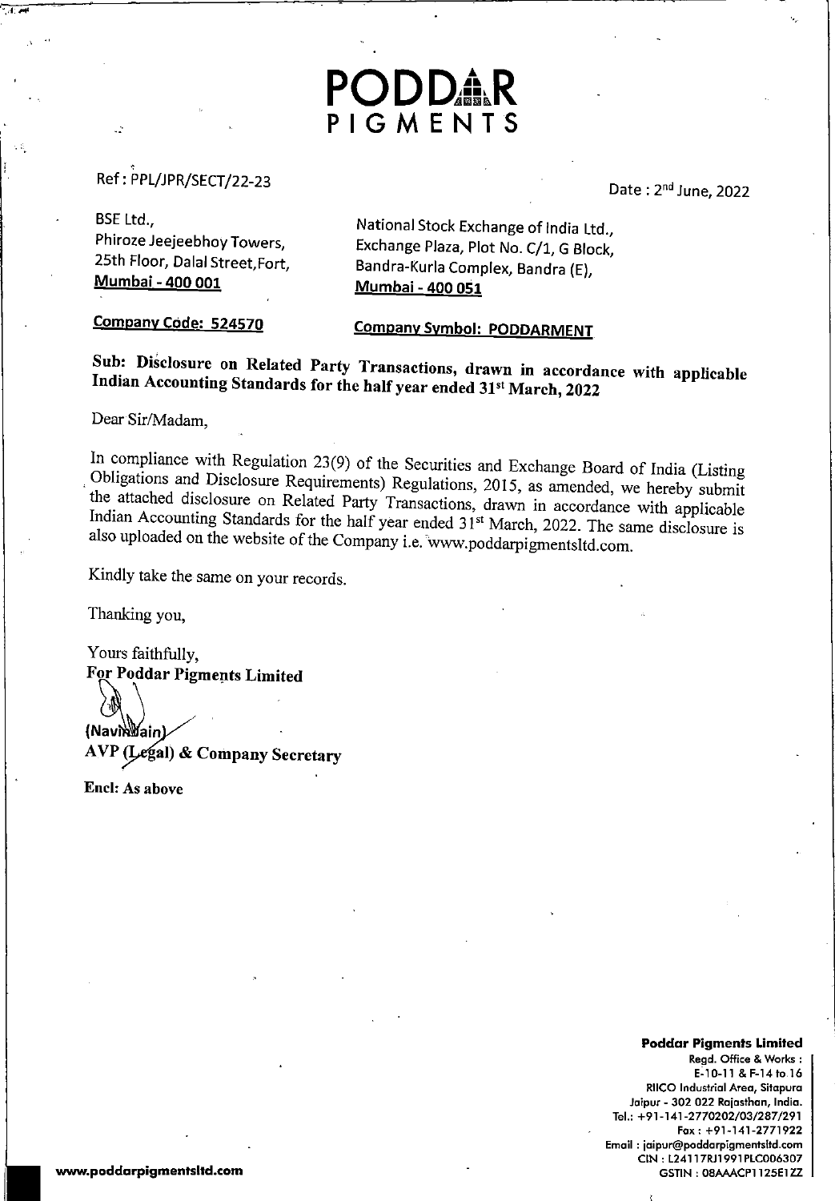# PODDAR PIGMENTS

Ref: PPL/JPR/SECT/22-23

Date : 2nd June, 2022

BSE Ltd.,
Phiroze Jeejeebhoy Towers,
25th Floor, Dalal Street, Fort,
**Mumbai - 400 001**

National Stock Exchange of India Ltd.,
Exchange Plaza, Plot No. C/1, G Block,
Bandra-Kurla Complex, Bandra (E),
**Mumbai - 400 051**

**Company Code: 524570**

**Company Symbol: PODDARMENT**

**Sub: Disclosure on Related Party Transactions, drawn in accordance with applicable Indian Accounting Standards for the half year ended 31st March, 2022**

Dear Sir/Madam,

In compliance with Regulation 23(9) of the Securities and Exchange Board of India (Listing Obligations and Disclosure Requirements) Regulations, 2015, as amended, we hereby submit the attached disclosure on Related Party Transactions, drawn in accordance with applicable Indian Accounting Standards for the half year ended 31st March, 2022. The same disclosure is also uploaded on the website of the Company i.e. www.poddarpigmentsltd.com.

Kindly take the same on your records.

Thanking you,

Yours faithfully,
**For Poddar Pigments Limited**

(Navin Jain)
**AVP (Legal) & Company Secretary**

**Encl: As above**

**Poddar Pigments Limited**
Regd. Office & Works :
E-10-11 & F-14 to 16
RIICO Industrial Area, Sitapura
Jaipur - 302 022 Rajasthan, India.
Tel.: +91-141-2770202/03/287/291
Fax : +91-141-2771922
Email : jaipur@poddarpigmentsltd.com
CIN : L24117RJ1991PLC006307
GSTIN : 08AAACP1125E1ZZ

www.poddarpigmentsltd.com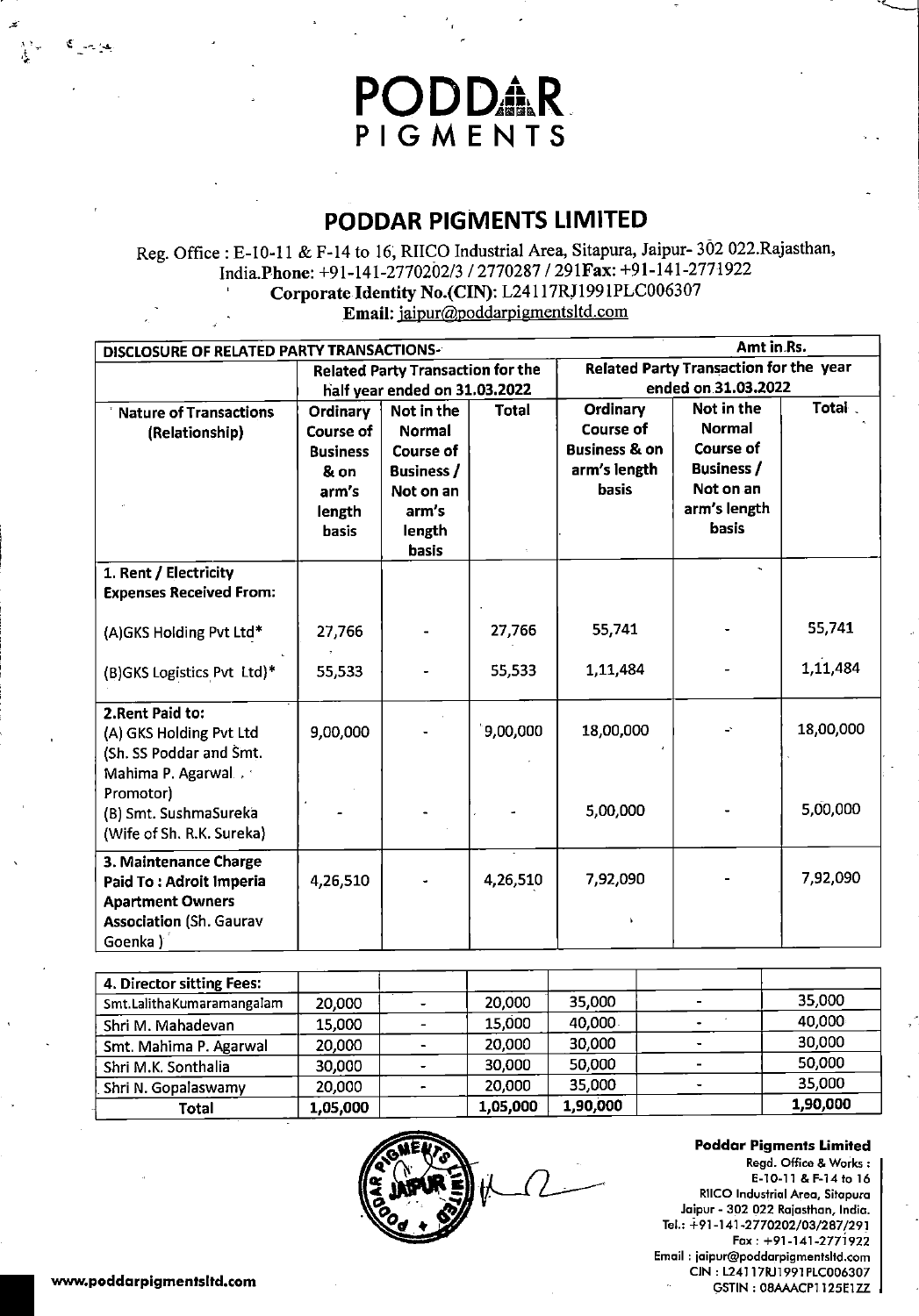# PODDAR PIGMENTS

## PODDAR PIGMENTS LIMITED

Reg. Office : E-10-11 & F-14 to 16, RIICO Industrial Area, Sitapura, Jaipur- 302 022.Rajasthan, India.Phone: +91-141-2770202/3 / 2770287 / 291Fax: +91-141-2771922

**Corporate Identity No.(CIN):** L24117RJ1991PLC006307

**Email:** jaipur@poddarpigmentsltd.com

| DISCLOSURE OF RELATED PARTY TRANSACTIONS- | | | | | | Amt in Rs. |
|---|---|---|---|---|---|---|
| | Related Party Transaction for the half year ended on 31.03.2022 | | | Related Party Transaction for the year ended on 31.03.2022 | | |
| Nature of Transactions (Relationship) | Ordinary Course of Business & on arm's length basis | Not in the Normal Course of Business / Not on an arm's length basis | Total | Ordinary Course of Business & on arm's length basis | Not in the Normal Course of Business / Not on an arm's length basis | Total |
| **1. Rent / Electricity Expenses Received From:** | | | | | | |
| (A)GKS Holding Pvt Ltd* | 27,766 | - | 27,766 | 55,741 | - | 55,741 |
| (B)GKS Logistics Pvt Ltd)* | 55,533 | - | 55,533 | 1,11,484 | - | 1,11,484 |
| **2.Rent Paid to:** | | | | | | |
| (A) GKS Holding Pvt Ltd (Sh. SS Poddar and Smt. Mahima P. Agarwal . Promotor) | 9,00,000 | - | 9,00,000 | 18,00,000 | - | 18,00,000 |
| (B) Smt. SushmaSureka (Wife of Sh. R.K. Sureka) | - | - | - | 5,00,000 | - | 5,00,000 |
| **3. Maintenance Charge Paid To : Adroit Imperia Apartment Owners Association** (Sh. Gaurav Goenka) | 4,26,510 | - | 4,26,510 | 7,92,090 | - | 7,92,090 |
| **4. Director sitting Fees:** | | | | | | |
| Smt.LalithaKumaramangalam | 20,000 | - | 20,000 | 35,000 | - | 35,000 |
| Shri M. Mahadevan | 15,000 | - | 15,000 | 40,000 | - | 40,000 |
| Smt. Mahima P. Agarwal | 20,000 | - | 20,000 | 30,000 | - | 30,000 |
| Shri M.K. Sonthalia | 30,000 | - | 30,000 | 50,000 | - | 50,000 |
| Shri N. Gopalaswamy | 20,000 | - | 20,000 | 35,000 | - | 35,000 |
| **Total** | **1,05,000** | | **1,05,000** | **1,90,000** | | **1,90,000** |

**Poddar Pigments Limited**
Regd. Office & Works :
E-10-11 & F-14 to 16
RIICO Industrial Area, Sitapura
Jaipur - 302 022 Rajasthan, India.
Tel.: +91-141-2770202/03/287/291
Fax : +91-141-2771922
Email : jaipur@poddarpigmentsltd.com
CIN : L24117RJ1991PLC006307
GSTIN : 08AAACP1125E1ZZ

www.poddarpigmentsltd.com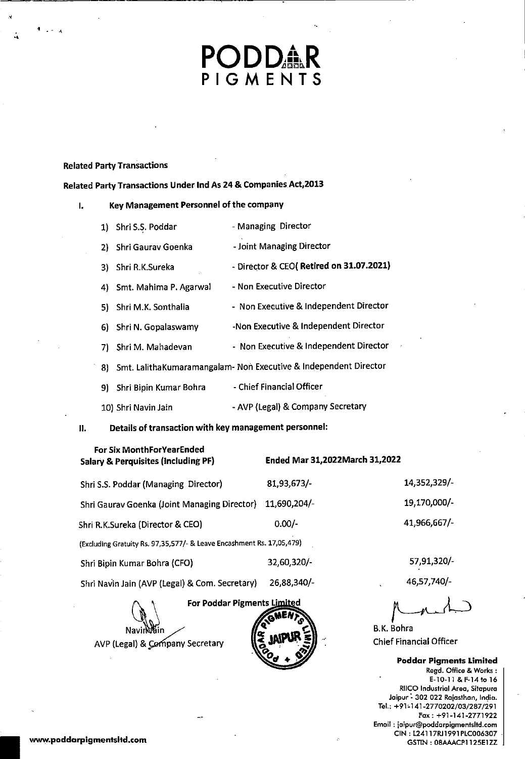# PODDAR PIGMENTS

Related Party Transactions

Related Party Transactions Under Ind As 24 & Companies Act,2013

I. Key Management Personnel of the company

1) Shri S.S. Poddar - Managing Director
2) Shri Gaurav Goenka - Joint Managing Director
3) Shri R.K.Sureka - Director & CEO( **Retired on 31.07.2021**)
4) Smt. Mahima P. Agarwal - Non Executive Director
5) Shri M.K. Sonthalia - Non Executive & Independent Director
6) Shri N. Gopalaswamy -Non Executive & Independent Director
7) Shri M. Mahadevan - Non Executive & Independent Director
8) Smt. LalithaKumaramangalam- Non Executive & Independent Director
9) Shri Bipin Kumar Bohra - Chief Financial Officer
10) Shri Navin Jain - AVP (Legal) & Company Secretary

II. Details of transaction with key management personnel:

| For Six MonthForYearEnded<br>Salary & Perquisites (Including PF) | Ended Mar 31,2022March 31,2022 | |
|---|---|---|
| Shri S.S. Poddar (Managing Director) | 81,93,673/- | 14,352,329/- |
| Shri Gaurav Goenka (Joint Managing Director) | 11,690,204/- | 19,170,000/- |
| Shri R.K.Sureka (Director & CEO) | 0.00/- | 41,966,667/- |
| (Excluding Gratuity Rs. 97,35,577/- & Leave Encashment Rs. 17,05,479) | | |
| Shri Bipin Kumar Bohra (CFO) | 32,60,320/- | 57,91,320/- |
| Shri Navin Jain (AVP (Legal) & Com. Secretary) | 26,88,340/- | 46,57,740/- |

For Poddar Pigments Limited

Navin Jain
AVP (Legal) & Company Secretary

B.K. Bohra
Chief Financial Officer

**Poddar Pigments Limited**
Regd. Office & Works :
E-10-11 & F-14 to 16
RIICO Industrial Area, Sitapura
Jaipur - 302 022 Rajasthan, India.
Tel.: +91-141-2770202/03/287/291
Fax : +91-141-2771922
Email : jaipur@poddarpigmentsltd.com
CIN : L24117RJ1991PLC006307
GSTIN : 08AAACP1125E1ZZ

www.poddarpigmentsltd.com